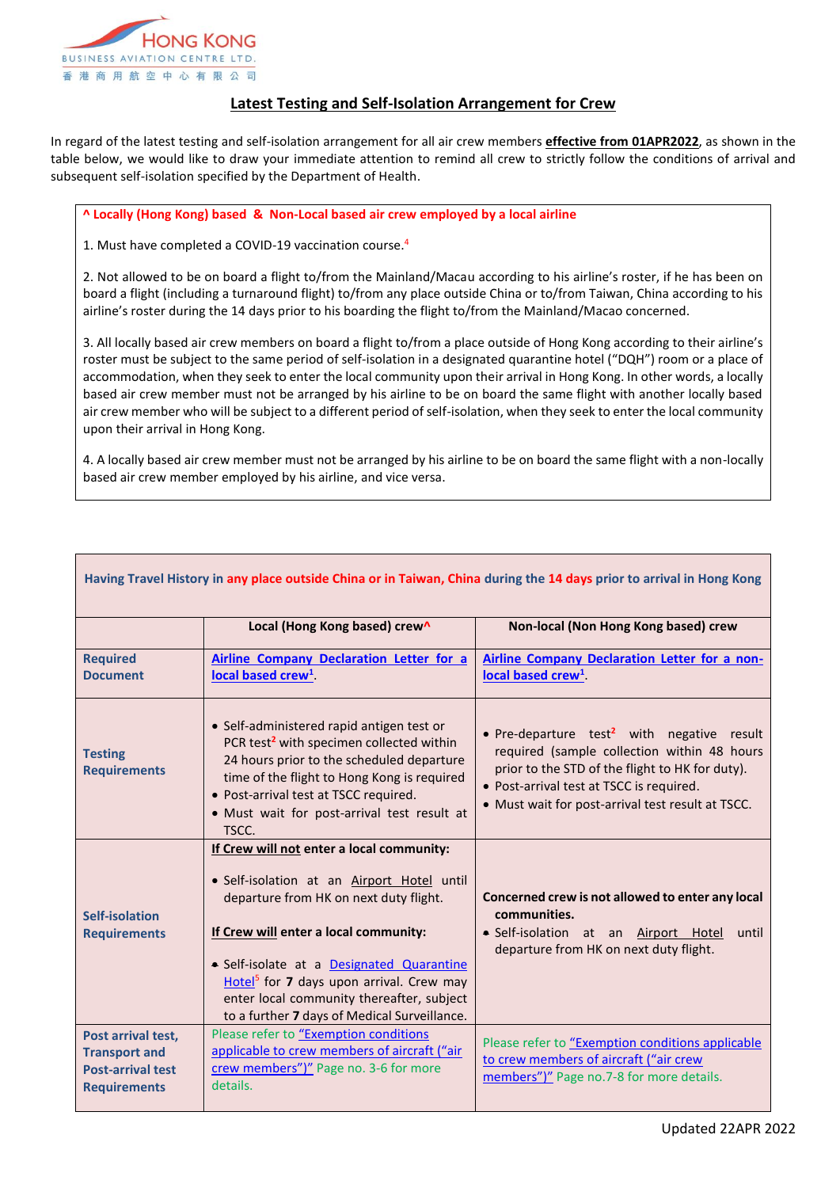HONG KONG
BUSINESS AVIATION CENTRE LTD.
香港商用航空中心有限公司

## Latest Testing and Self-Isolation Arrangement for Crew

In regard of the latest testing and self-isolation arrangement for all air crew members **effective from 01APR2022**, as shown in the table below, we would like to draw your immediate attention to remind all crew to strictly follow the conditions of arrival and subsequent self-isolation specified by the Department of Health.

**^ Locally (Hong Kong) based & Non-Local based air crew employed by a local airline**

1. Must have completed a COVID-19 vaccination course.[4]

2. Not allowed to be on board a flight to/from the Mainland/Macau according to his airline's roster, if he has been on board a flight (including a turnaround flight) to/from any place outside China or to/from Taiwan, China according to his airline's roster during the 14 days prior to his boarding the flight to/from the Mainland/Macao concerned.

3. All locally based air crew members on board a flight to/from a place outside of Hong Kong according to their airline's roster must be subject to the same period of self-isolation in a designated quarantine hotel ("DQH") room or a place of accommodation, when they seek to enter the local community upon their arrival in Hong Kong. In other words, a locally based air crew member must not be arranged by his airline to be on board the same flight with another locally based air crew member who will be subject to a different period of self-isolation, when they seek to enter the local community upon their arrival in Hong Kong.

4. A locally based air crew member must not be arranged by his airline to be on board the same flight with a non-locally based air crew member employed by his airline, and vice versa.

| Having Travel History in any place outside China or in Taiwan, China during the 14 days prior to arrival in Hong Kong | | |
|---|---|---|
| | **Local (Hong Kong based) crew^** | **Non-local (Non Hong Kong based) crew** |
| **Required Document** | Airline Company Declaration Letter for a local based crew[1]. | Airline Company Declaration Letter for a non-local based crew[1]. |
| **Testing Requirements** | • Self-administered rapid antigen test or PCR test[2] with specimen collected within 24 hours prior to the scheduled departure time of the flight to Hong Kong is required<br>• Post-arrival test at TSCC required.<br>• Must wait for post-arrival test result at TSCC. | • Pre-departure test[2] with negative result required (sample collection within 48 hours prior to the STD of the flight to HK for duty).<br>• Post-arrival test at TSCC is required.<br>• Must wait for post-arrival test result at TSCC. |
| **Self-isolation Requirements** | **If Crew will not enter a local community:**<br>• Self-isolation at an Airport Hotel until departure from HK on next duty flight.<br>**If Crew will enter a local community:**<br>• Self-isolate at a Designated Quarantine Hotel[5] for **7** days upon arrival. Crew may enter local community thereafter, subject to a further **7** days of Medical Surveillance. | **Concerned crew is not allowed to enter any local communities.**<br>• Self-isolation at an Airport Hotel until departure from HK on next duty flight. |
| **Post arrival test, Transport and Post-arrival test Requirements** | Please refer to "Exemption conditions applicable to crew members of aircraft ("air crew members")" Page no. 3-6 for more details. | Please refer to "Exemption conditions applicable to crew members of aircraft ("air crew members")" Page no.7-8 for more details. |

Updated 22APR 2022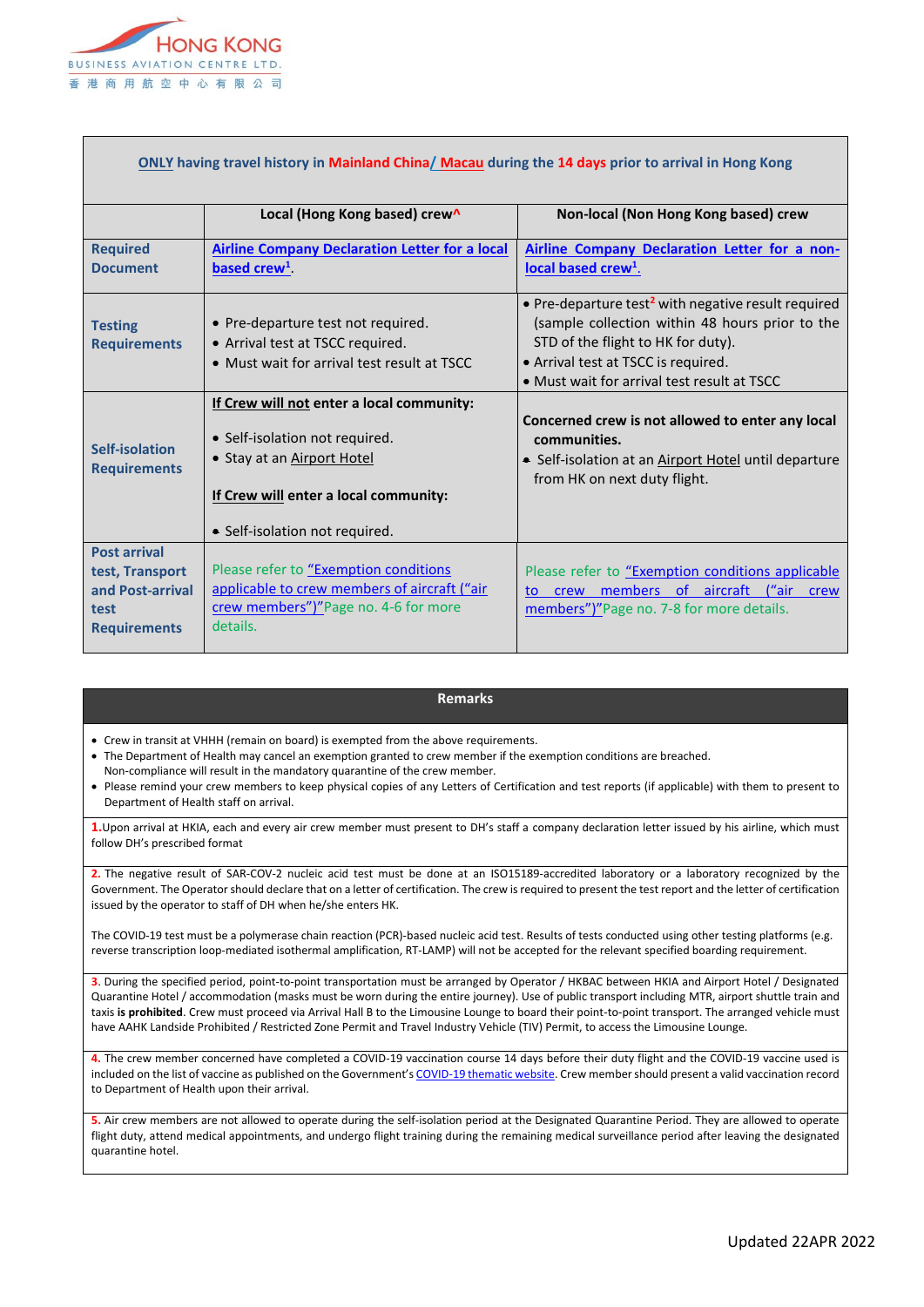| ONLY having travel history in Mainland China/ Macau during the 14 days prior to arrival in Hong Kong | | |
|---|---|---|
| | **Local (Hong Kong based) crew^** | **Non-local (Non Hong Kong based) crew** |
| **Required Document** | Airline Company Declaration Letter for a local based crew[1]. | Airline Company Declaration Letter for a non-local based crew[1]. |
| **Testing Requirements** | • Pre-departure test not required.<br>• Arrival test at TSCC required.<br>• Must wait for arrival test result at TSCC | • Pre-departure test[2] with negative result required (sample collection within 48 hours prior to the STD of the flight to HK for duty).<br>• Arrival test at TSCC is required.<br>• Must wait for arrival test result at TSCC |
| **Self-isolation Requirements** | **If Crew will not enter a local community:**<br>• Self-isolation not required.<br>• Stay at an Airport Hotel<br>**If Crew will enter a local community:**<br>• Self-isolation not required. | **Concerned crew is not allowed to enter any local communities.**<br>• Self-isolation at an Airport Hotel until departure from HK on next duty flight. |
| **Post arrival test, Transport and Post-arrival test Requirements** | Please refer to "Exemption conditions applicable to crew members of aircraft ("air crew members")"Page no. 4-6 for more details. | Please refer to "Exemption conditions applicable to crew members of aircraft ("air crew members")"Page no. 7-8 for more details. |

**Remarks**

- Crew in transit at VHHH (remain on board) is exempted from the above requirements.
- The Department of Health may cancel an exemption granted to crew member if the exemption conditions are breached. Non-compliance will result in the mandatory quarantine of the crew member.
- Please remind your crew members to keep physical copies of any Letters of Certification and test reports (if applicable) with them to present to Department of Health staff on arrival.

1.Upon arrival at HKIA, each and every air crew member must present to DH's staff a company declaration letter issued by his airline, which must follow DH's prescribed format

2. The negative result of SAR-COV-2 nucleic acid test must be done at an ISO15189-accredited laboratory or a laboratory recognized by the Government. The Operator should declare that on a letter of certification. The crew is required to present the test report and the letter of certification issued by the operator to staff of DH when he/she enters HK.

The COVID-19 test must be a polymerase chain reaction (PCR)-based nucleic acid test. Results of tests conducted using other testing platforms (e.g. reverse transcription loop-mediated isothermal amplification, RT-LAMP) will not be accepted for the relevant specified boarding requirement.

3. During the specified period, point-to-point transportation must be arranged by Operator / HKBAC between HKIA and Airport Hotel / Designated Quarantine Hotel / accommodation (masks must be worn during the entire journey). Use of public transport including MTR, airport shuttle train and taxis **is prohibited**. Crew must proceed via Arrival Hall B to the Limousine Lounge to board their point-to-point transport. The arranged vehicle must have AAHK Landside Prohibited / Restricted Zone Permit and Travel Industry Vehicle (TIV) Permit, to access the Limousine Lounge.

4. The crew member concerned have completed a COVID-19 vaccination course 14 days before their duty flight and the COVID-19 vaccine used is included on the list of vaccine as published on the Government's COVID-19 thematic website. Crew member should present a valid vaccination record to Department of Health upon their arrival.

5. Air crew members are not allowed to operate during the self-isolation period at the Designated Quarantine Period. They are allowed to operate flight duty, attend medical appointments, and undergo flight training during the remaining medical surveillance period after leaving the designated quarantine hotel.

Updated 22APR 2022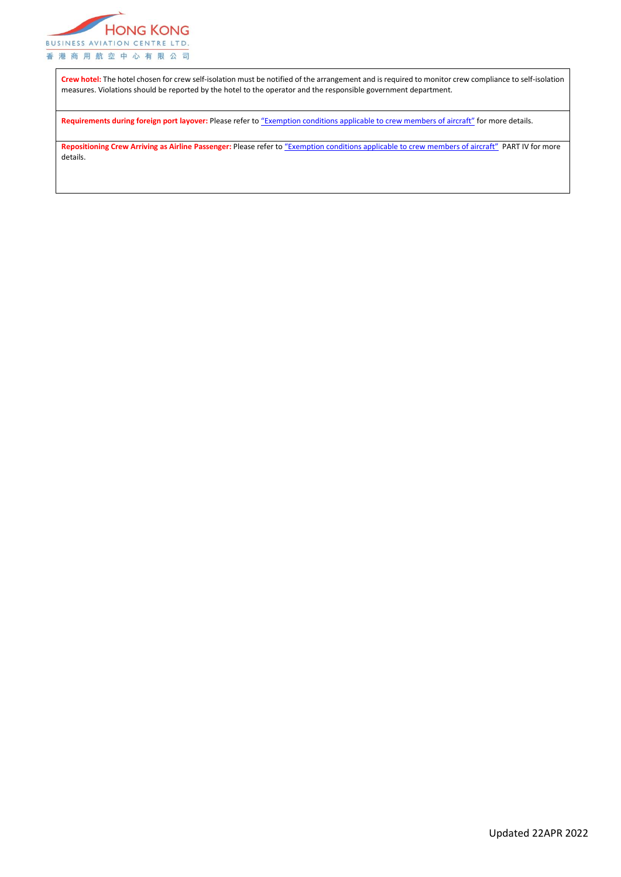**Crew hotel:** The hotel chosen for crew self-isolation must be notified of the arrangement and is required to monitor crew compliance to self-isolation measures. Violations should be reported by the hotel to the operator and the responsible government department.

**Requirements during foreign port layover:** Please refer to "Exemption conditions applicable to crew members of aircraft" for more details.

**Repositioning Crew Arriving as Airline Passenger:** Please refer to "Exemption conditions applicable to crew members of aircraft" PART IV for more details.

Updated 22APR 2022